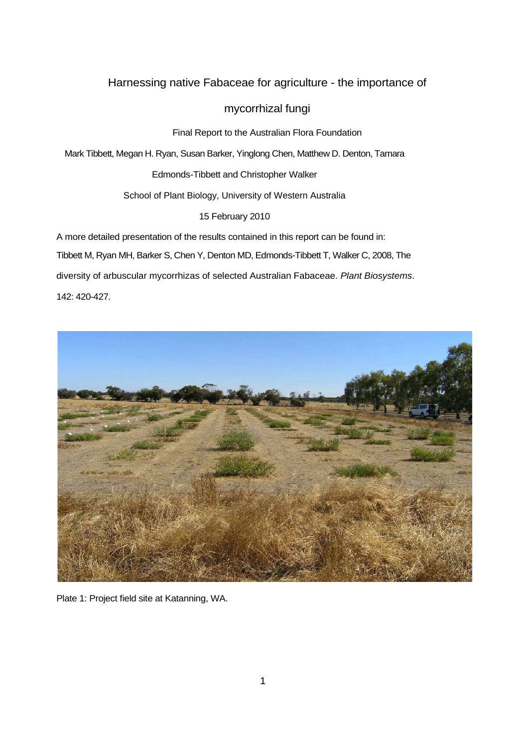# Harnessing native Fabaceae for agriculture - the importance of mycorrhizal fungi

Final Report to the Australian Flora Foundation

Mark Tibbett, Megan H. Ryan, Susan Barker, Yinglong Chen, Matthew D. Denton, Tamara Edmonds-Tibbett and Christopher Walker

School of Plant Biology, University of Western Australia

15 February 2010

A more detailed presentation of the results contained in this report can be found in:
Tibbett M, Ryan MH, Barker S, Chen Y, Denton MD, Edmonds-Tibbett T, Walker C, 2008, The diversity of arbuscular mycorrhizas of selected Australian Fabaceae. *Plant Biosystems*. 142: 420-427.

Plate 1: Project field site at Katanning, WA.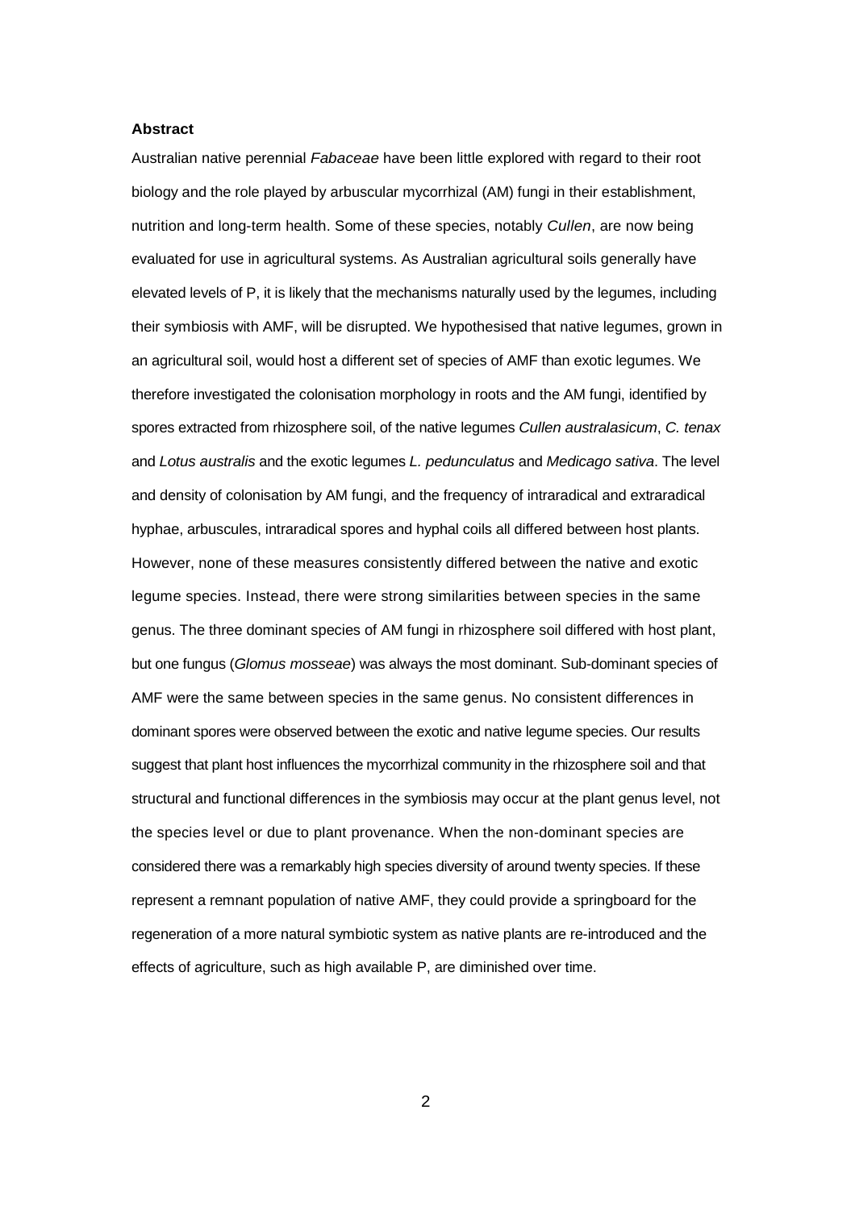## Abstract

Australian native perennial *Fabaceae* have been little explored with regard to their root biology and the role played by arbuscular mycorrhizal (AM) fungi in their establishment, nutrition and long-term health. Some of these species, notably *Cullen*, are now being evaluated for use in agricultural systems. As Australian agricultural soils generally have elevated levels of P, it is likely that the mechanisms naturally used by the legumes, including their symbiosis with AMF, will be disrupted. We hypothesised that native legumes, grown in an agricultural soil, would host a different set of species of AMF than exotic legumes. We therefore investigated the colonisation morphology in roots and the AM fungi, identified by spores extracted from rhizosphere soil, of the native legumes *Cullen australasicum*, *C. tenax* and *Lotus australis* and the exotic legumes *L. pedunculatus* and *Medicago sativa*. The level and density of colonisation by AM fungi, and the frequency of intraradical and extraradical hyphae, arbuscules, intraradical spores and hyphal coils all differed between host plants. However, none of these measures consistently differed between the native and exotic legume species. Instead, there were strong similarities between species in the same genus. The three dominant species of AM fungi in rhizosphere soil differed with host plant, but one fungus (*Glomus mosseae*) was always the most dominant. Sub-dominant species of AMF were the same between species in the same genus. No consistent differences in dominant spores were observed between the exotic and native legume species. Our results suggest that plant host influences the mycorrhizal community in the rhizosphere soil and that structural and functional differences in the symbiosis may occur at the plant genus level, not the species level or due to plant provenance. When the non-dominant species are considered there was a remarkably high species diversity of around twenty species. If these represent a remnant population of native AMF, they could provide a springboard for the regeneration of a more natural symbiotic system as native plants are re-introduced and the effects of agriculture, such as high available P, are diminished over time.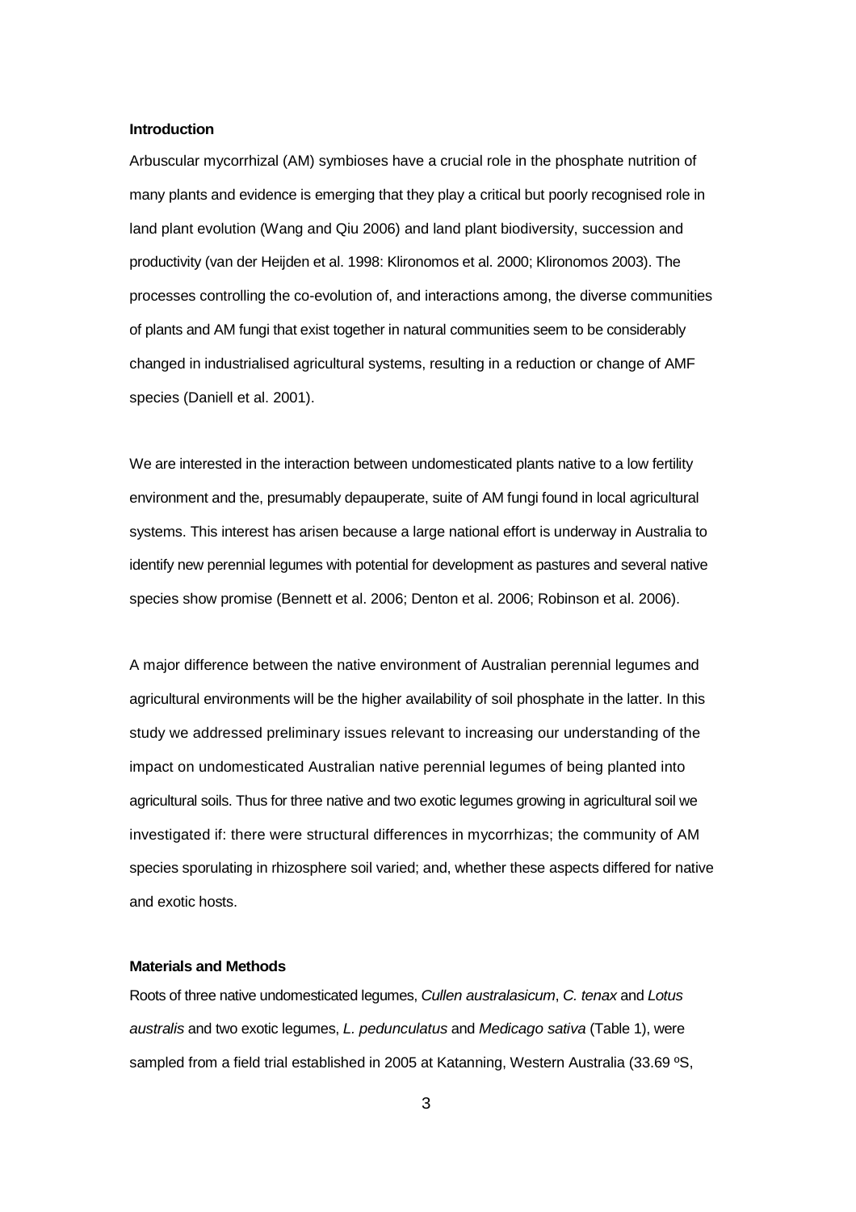**Introduction**

Arbuscular mycorrhizal (AM) symbioses have a crucial role in the phosphate nutrition of many plants and evidence is emerging that they play a critical but poorly recognised role in land plant evolution (Wang and Qiu 2006) and land plant biodiversity, succession and productivity (van der Heijden et al. 1998: Klironomos et al. 2000; Klironomos 2003). The processes controlling the co-evolution of, and interactions among, the diverse communities of plants and AM fungi that exist together in natural communities seem to be considerably changed in industrialised agricultural systems, resulting in a reduction or change of AMF species (Daniell et al. 2001).

We are interested in the interaction between undomesticated plants native to a low fertility environment and the, presumably depauperate, suite of AM fungi found in local agricultural systems. This interest has arisen because a large national effort is underway in Australia to identify new perennial legumes with potential for development as pastures and several native species show promise (Bennett et al. 2006; Denton et al. 2006; Robinson et al. 2006).

A major difference between the native environment of Australian perennial legumes and agricultural environments will be the higher availability of soil phosphate in the latter. In this study we addressed preliminary issues relevant to increasing our understanding of the impact on undomesticated Australian native perennial legumes of being planted into agricultural soils. Thus for three native and two exotic legumes growing in agricultural soil we investigated if: there were structural differences in mycorrhizas; the community of AM species sporulating in rhizosphere soil varied; and, whether these aspects differed for native and exotic hosts.

**Materials and Methods**

Roots of three native undomesticated legumes, *Cullen australasicum*, *C. tenax* and *Lotus australis* and two exotic legumes, *L. pedunculatus* and *Medicago sativa* (Table 1), were sampled from a field trial established in 2005 at Katanning, Western Australia (33.69 ºS,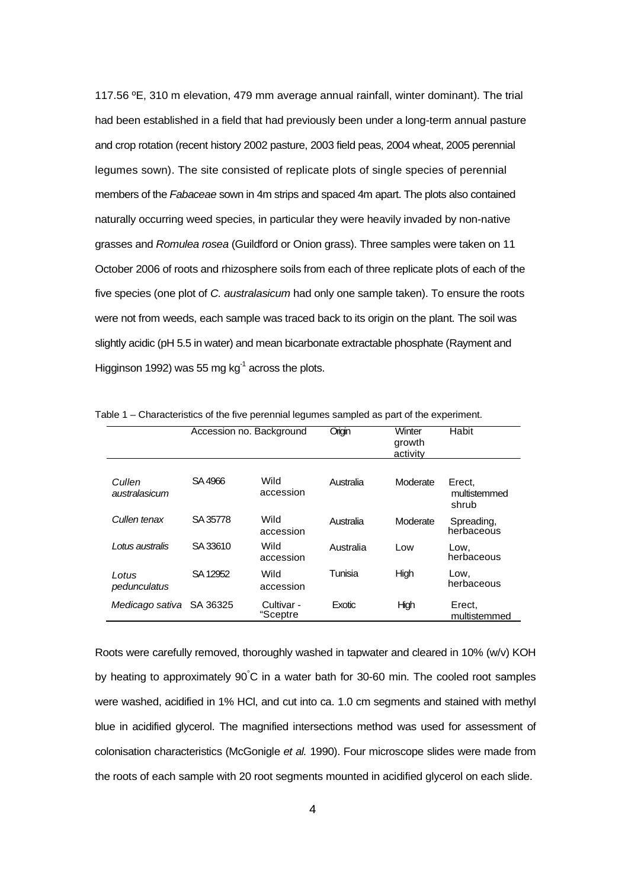117.56 ºE, 310 m elevation, 479 mm average annual rainfall, winter dominant). The trial had been established in a field that had previously been under a long-term annual pasture and crop rotation (recent history 2002 pasture, 2003 field peas, 2004 wheat, 2005 perennial legumes sown). The site consisted of replicate plots of single species of perennial members of the *Fabaceae* sown in 4m strips and spaced 4m apart. The plots also contained naturally occurring weed species, in particular they were heavily invaded by non-native grasses and *Romulea rosea* (Guildford or Onion grass). Three samples were taken on 11 October 2006 of roots and rhizosphere soils from each of three replicate plots of each of the five species (one plot of *C. australasicum* had only one sample taken). To ensure the roots were not from weeds, each sample was traced back to its origin on the plant. The soil was slightly acidic (pH 5.5 in water) and mean bicarbonate extractable phosphate (Rayment and Higginson 1992) was 55 mg kg$^{-1}$ across the plots.

Table 1 – Characteristics of the five perennial legumes sampled as part of the experiment.

| | Accession no. | Background | Origin | Winter growth activity | Habit |
|---|---|---|---|---|---|
| *Cullen australasicum* | SA 4966 | Wild accession | Australia | Moderate | Erect, multistemmed shrub |
| *Cullen tenax* | SA 35778 | Wild accession | Australia | Moderate | Spreading, herbaceous |
| *Lotus australis* | SA 33610 | Wild accession | Australia | Low | Low, herbaceous |
| *Lotus pedunculatus* | SA 12952 | Wild accession | Tunisia | High | Low, herbaceous |
| *Medicago sativa* | SA 36325 | Cultivar - "Sceptre | Exotic | High | Erect, multistemmed |

Roots were carefully removed, thoroughly washed in tapwater and cleared in 10% (w/v) KOH by heating to approximately 90°C in a water bath for 30-60 min. The cooled root samples were washed, acidified in 1% HCl, and cut into ca. 1.0 cm segments and stained with methyl blue in acidified glycerol. The magnified intersections method was used for assessment of colonisation characteristics (McGonigle *et al.* 1990). Four microscope slides were made from the roots of each sample with 20 root segments mounted in acidified glycerol on each slide.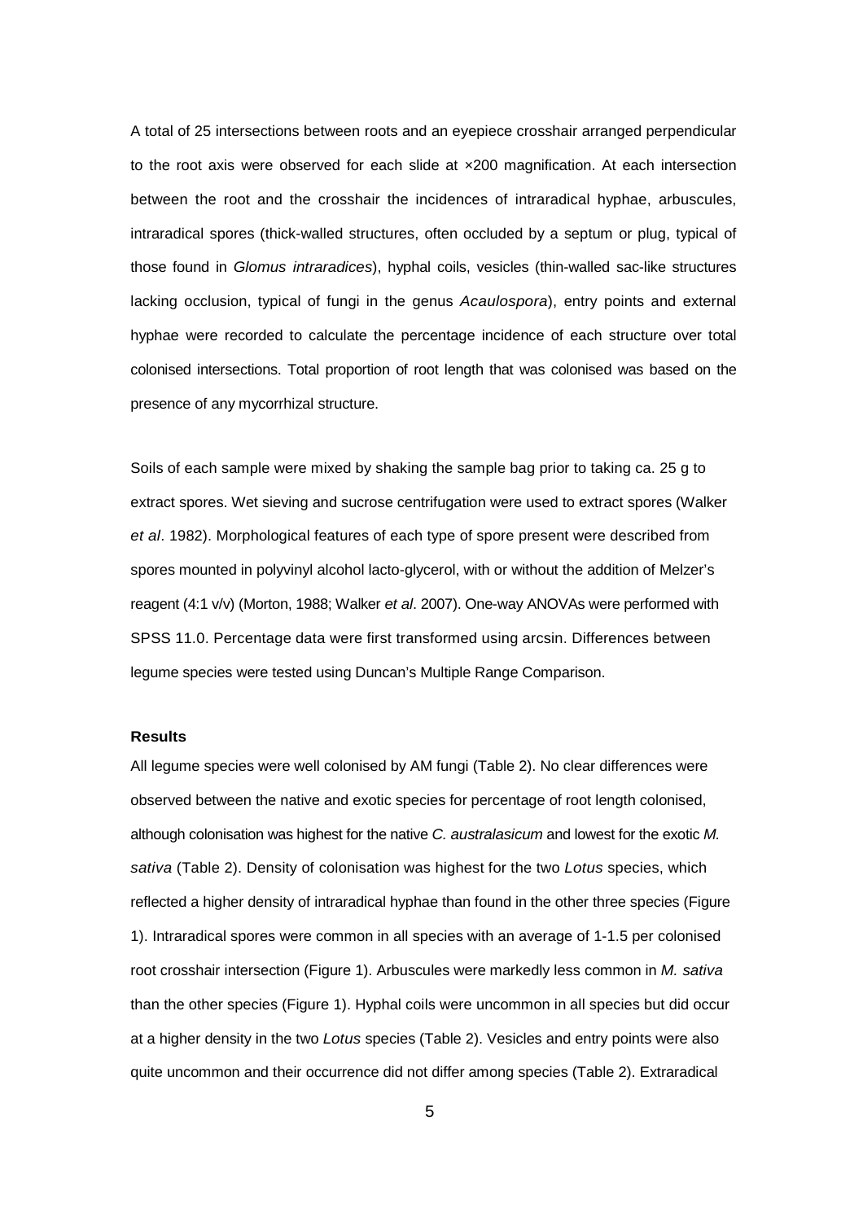A total of 25 intersections between roots and an eyepiece crosshair arranged perpendicular to the root axis were observed for each slide at ×200 magnification. At each intersection between the root and the crosshair the incidences of intraradical hyphae, arbuscules, intraradical spores (thick-walled structures, often occluded by a septum or plug, typical of those found in *Glomus intraradices*), hyphal coils, vesicles (thin-walled sac-like structures lacking occlusion, typical of fungi in the genus *Acaulospora*), entry points and external hyphae were recorded to calculate the percentage incidence of each structure over total colonised intersections. Total proportion of root length that was colonised was based on the presence of any mycorrhizal structure.

Soils of each sample were mixed by shaking the sample bag prior to taking ca. 25 g to extract spores. Wet sieving and sucrose centrifugation were used to extract spores (Walker *et al*. 1982). Morphological features of each type of spore present were described from spores mounted in polyvinyl alcohol lacto-glycerol, with or without the addition of Melzer's reagent (4:1 v/v) (Morton, 1988; Walker *et al*. 2007). One-way ANOVAs were performed with SPSS 11.0. Percentage data were first transformed using arcsin. Differences between legume species were tested using Duncan's Multiple Range Comparison.

### Results

All legume species were well colonised by AM fungi (Table 2). No clear differences were observed between the native and exotic species for percentage of root length colonised, although colonisation was highest for the native *C. australasicum* and lowest for the exotic *M. sativa* (Table 2). Density of colonisation was highest for the two *Lotus* species, which reflected a higher density of intraradical hyphae than found in the other three species (Figure 1). Intraradical spores were common in all species with an average of 1-1.5 per colonised root crosshair intersection (Figure 1). Arbuscules were markedly less common in *M. sativa* than the other species (Figure 1). Hyphal coils were uncommon in all species but did occur at a higher density in the two *Lotus* species (Table 2). Vesicles and entry points were also quite uncommon and their occurrence did not differ among species (Table 2). Extraradical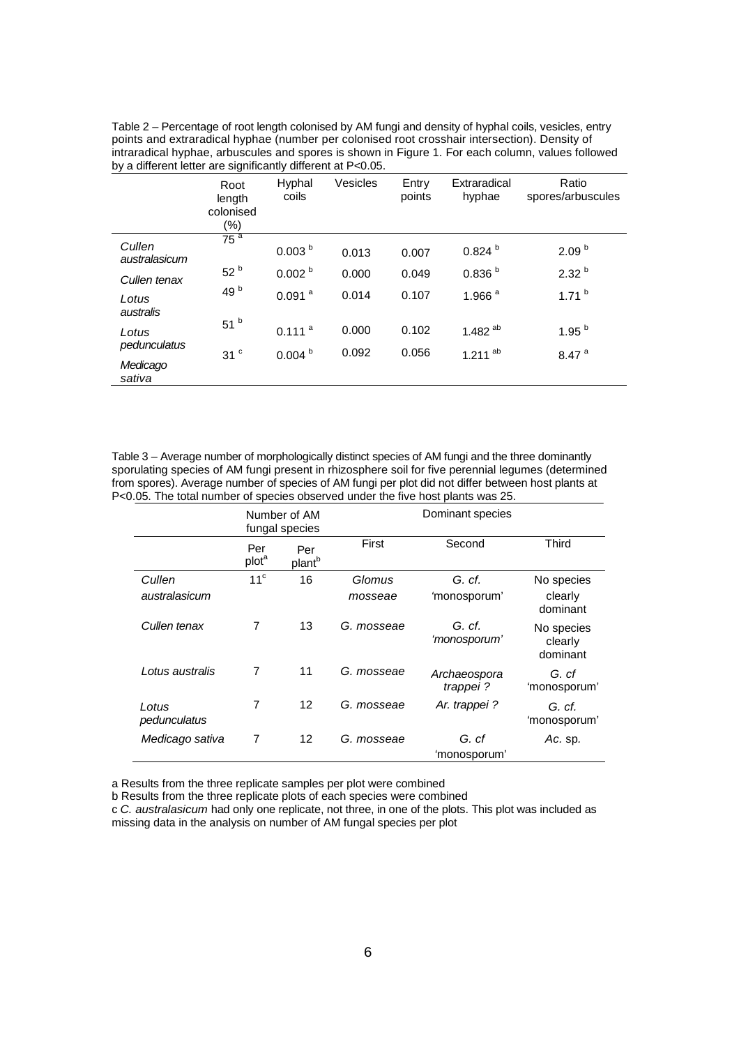Table 2 – Percentage of root length colonised by AM fungi and density of hyphal coils, vesicles, entry points and extraradical hyphae (number per colonised root crosshair intersection). Density of intraradical hyphae, arbuscules and spores is shown in Figure 1. For each column, values followed by a different letter are significantly different at P<0.05.

| | Root length colonised (%) | Hyphal coils | Vesicles | Entry points | Extraradical hyphae | Ratio spores/arbuscules |
|---|---|---|---|---|---|---|
| *Cullen australasicum* | 75 [a] | 0.003 [b] | 0.013 | 0.007 | 0.824 [b] | 2.09 [b] |
| *Cullen tenax* | 52 [b] | 0.002 [b] | 0.000 | 0.049 | 0.836 [b] | 2.32 [b] |
| *Lotus australis* | 49 [b] | 0.091 [a] | 0.014 | 0.107 | 1.966 [a] | 1.71 [b] |
| *Lotus pedunculatus* | 51 [b] | 0.111 [a] | 0.000 | 0.102 | 1.482 [ab] | 1.95 [b] |
| *Medicago sativa* | 31 [c] | 0.004 [b] | 0.092 | 0.056 | 1.211 [ab] | 8.47 [a] |

Table 3 – Average number of morphologically distinct species of AM fungi and the three dominantly sporulating species of AM fungi present in rhizosphere soil for five perennial legumes (determined from spores). Average number of species of AM fungi per plot did not differ between host plants at P<0.05. The total number of species observed under the five host plants was 25.

| | Number of AM fungal species | | Dominant species | | |
|---|---|---|---|---|---|
| | Per plot[a] | Per plant[b] | First | Second | Third |
| *Cullen australasicum* | 11[c] | 16 | *Glomus mosseae* | *G. cf.* 'monosporum' | No species clearly dominant |
| *Cullen tenax* | 7 | 13 | *G. mosseae* | *G. cf. 'monosporum'* | No species clearly dominant |
| *Lotus australis* | 7 | 11 | *G. mosseae* | *Archaeospora trappei ?* | *G. cf* 'monosporum' |
| *Lotus pedunculatus* | 7 | 12 | *G. mosseae* | *Ar. trappei ?* | *G. cf.* 'monosporum' |
| *Medicago sativa* | 7 | 12 | *G. mosseae* | *G. cf* 'monosporum' | *Ac.* sp. |

a Results from the three replicate samples per plot were combined

b Results from the three replicate plots of each species were combined

c *C. australasicum* had only one replicate, not three, in one of the plots. This plot was included as missing data in the analysis on number of AM fungal species per plot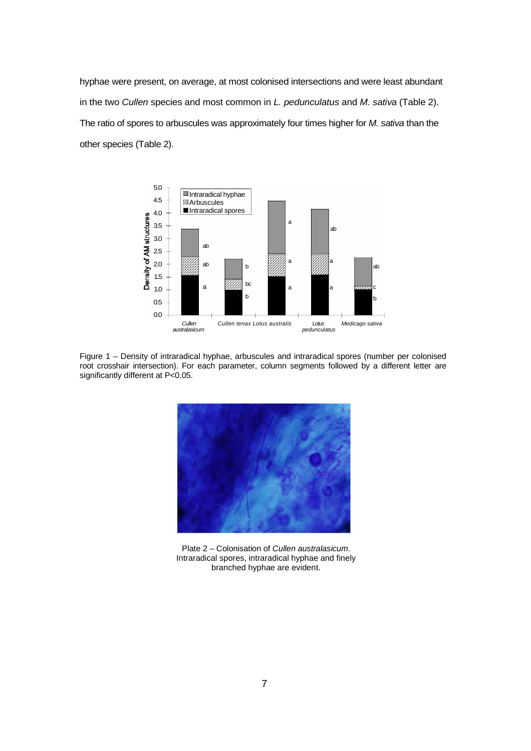hyphae were present, on average, at most colonised intersections and were least abundant in the two *Cullen* species and most common in *L. pedunculatus* and *M. sativa* (Table 2). The ratio of spores to arbuscules was approximately four times higher for *M. sativa* than the other species (Table 2).

Figure 1 – Density of intraradical hyphae, arbuscules and intraradical spores (number per colonised root crosshair intersection). For each parameter, column segments followed by a different letter are significantly different at P<0.05.

Plate 2 – Colonisation of *Cullen australasicum*. Intraradical spores, intraradical hyphae and finely branched hyphae are evident.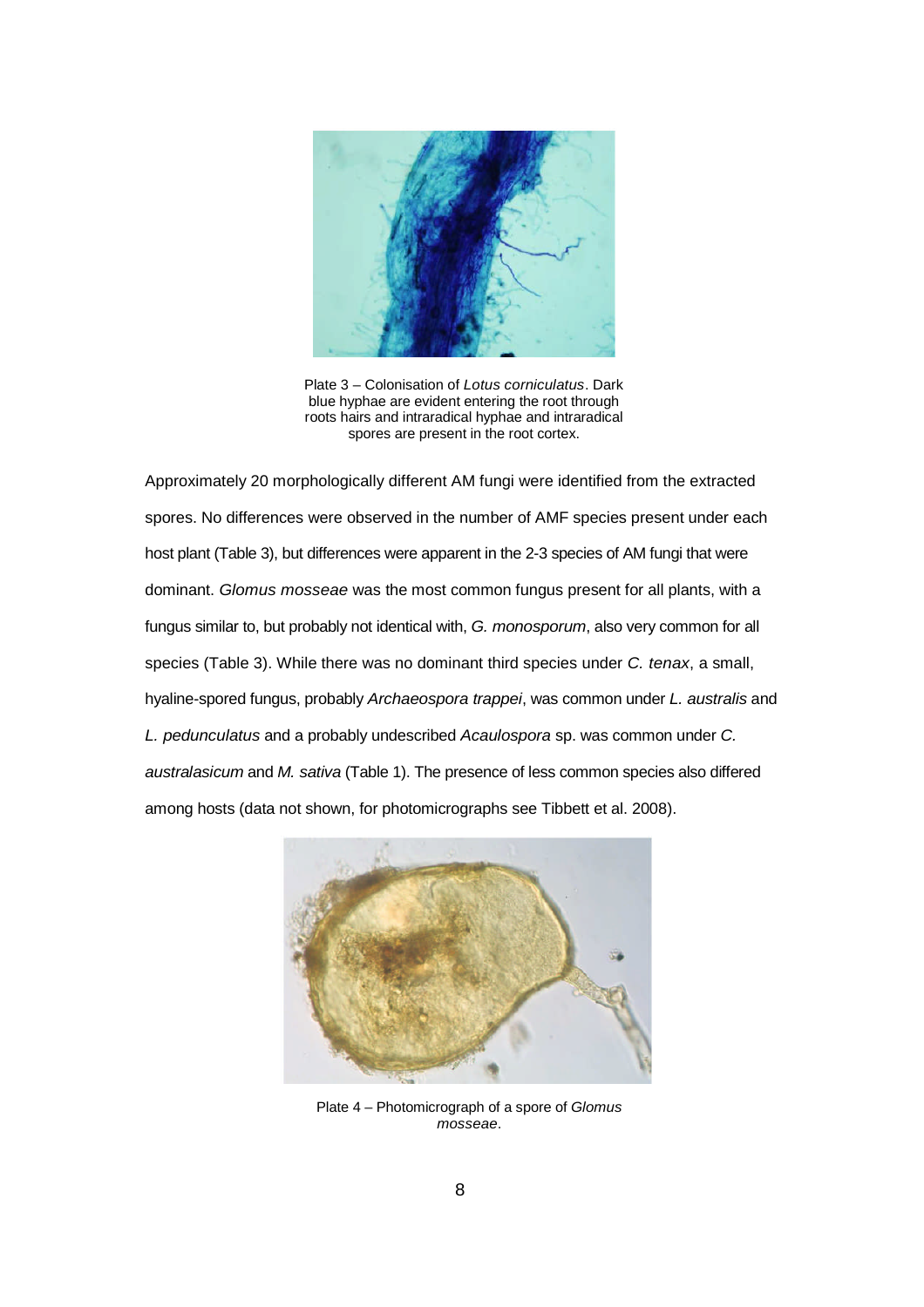Plate 3 – Colonisation of *Lotus corniculatus*. Dark blue hyphae are evident entering the root through roots hairs and intraradical hyphae and intraradical spores are present in the root cortex.

Approximately 20 morphologically different AM fungi were identified from the extracted spores. No differences were observed in the number of AMF species present under each host plant (Table 3), but differences were apparent in the 2-3 species of AM fungi that were dominant. *Glomus mosseae* was the most common fungus present for all plants, with a fungus similar to, but probably not identical with, *G. monosporum*, also very common for all species (Table 3). While there was no dominant third species under *C. tenax*, a small, hyaline-spored fungus, probably *Archaeospora trappei*, was common under *L. australis* and *L. pedunculatus* and a probably undescribed *Acaulospora* sp. was common under *C. australasicum* and *M. sativa* (Table 1). The presence of less common species also differed among hosts (data not shown, for photomicrographs see Tibbett et al. 2008).

Plate 4 – Photomicrograph of a spore of *Glomus mosseae*.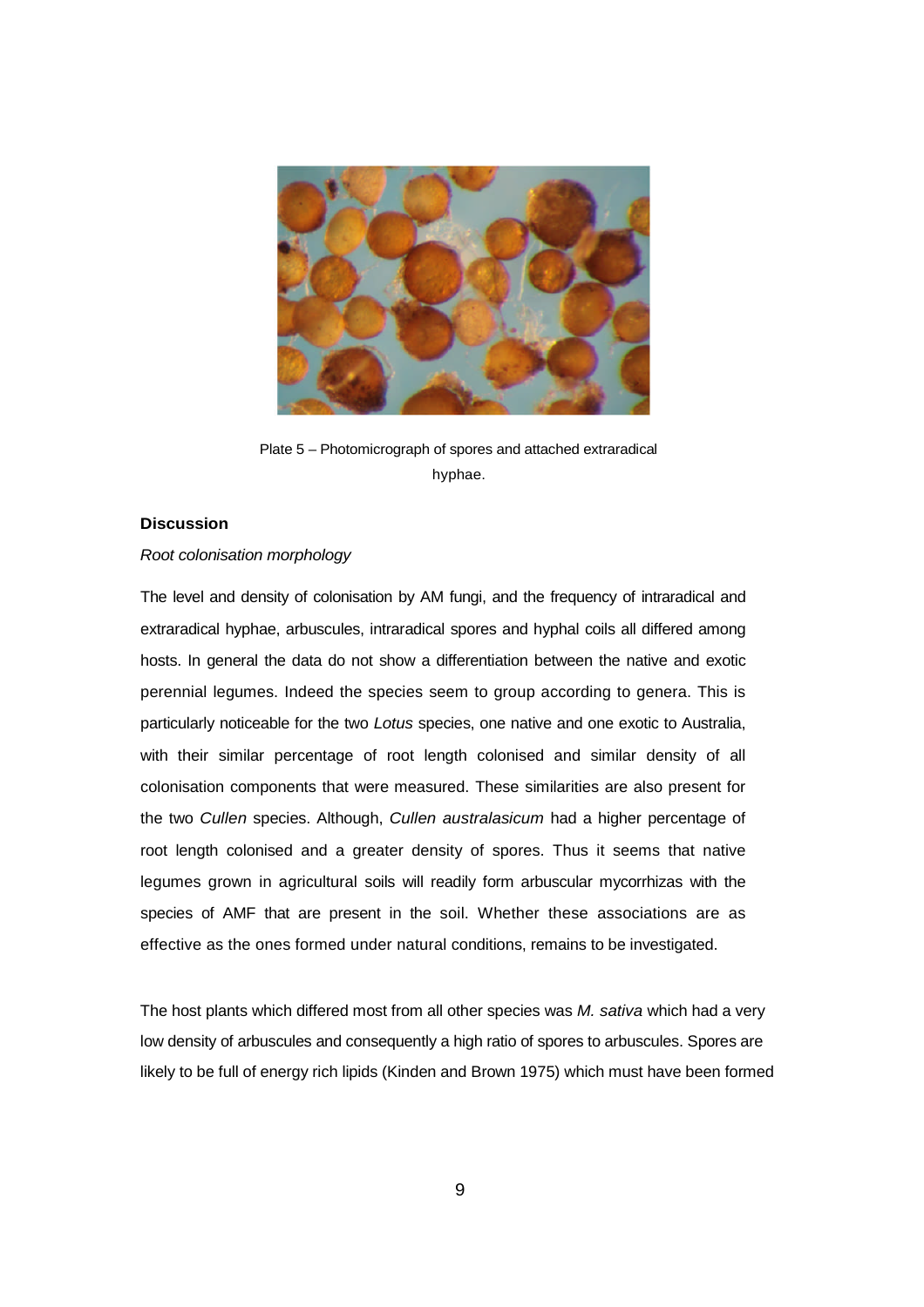Plate 5 – Photomicrograph of spores and attached extraradical hyphae.

**Discussion**

*Root colonisation morphology*

The level and density of colonisation by AM fungi, and the frequency of intraradical and extraradical hyphae, arbuscules, intraradical spores and hyphal coils all differed among hosts. In general the data do not show a differentiation between the native and exotic perennial legumes. Indeed the species seem to group according to genera. This is particularly noticeable for the two *Lotus* species, one native and one exotic to Australia, with their similar percentage of root length colonised and similar density of all colonisation components that were measured. These similarities are also present for the two *Cullen* species. Although, *Cullen australasicum* had a higher percentage of root length colonised and a greater density of spores. Thus it seems that native legumes grown in agricultural soils will readily form arbuscular mycorrhizas with the species of AMF that are present in the soil. Whether these associations are as effective as the ones formed under natural conditions, remains to be investigated.

The host plants which differed most from all other species was *M. sativa* which had a very low density of arbuscules and consequently a high ratio of spores to arbuscules. Spores are likely to be full of energy rich lipids (Kinden and Brown 1975) which must have been formed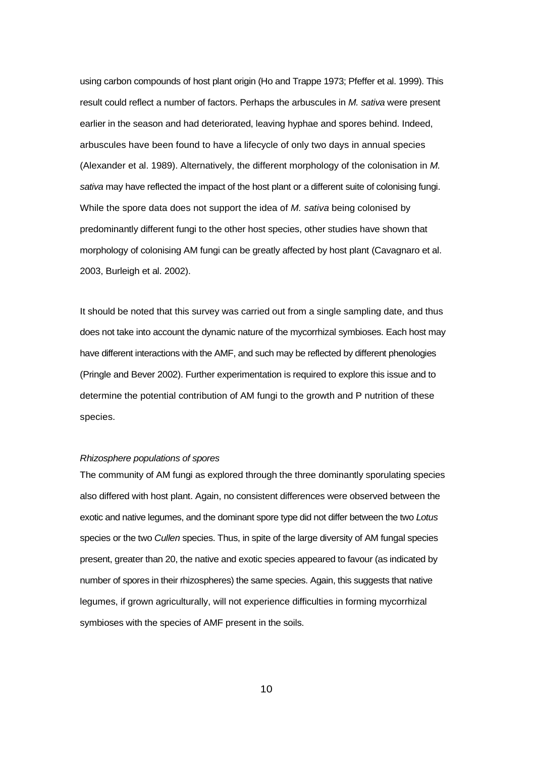using carbon compounds of host plant origin (Ho and Trappe 1973; Pfeffer et al. 1999). This result could reflect a number of factors. Perhaps the arbuscules in *M. sativa* were present earlier in the season and had deteriorated, leaving hyphae and spores behind. Indeed, arbuscules have been found to have a lifecycle of only two days in annual species (Alexander et al. 1989). Alternatively, the different morphology of the colonisation in *M. sativa* may have reflected the impact of the host plant or a different suite of colonising fungi. While the spore data does not support the idea of *M. sativa* being colonised by predominantly different fungi to the other host species, other studies have shown that morphology of colonising AM fungi can be greatly affected by host plant (Cavagnaro et al. 2003, Burleigh et al. 2002).

It should be noted that this survey was carried out from a single sampling date, and thus does not take into account the dynamic nature of the mycorrhizal symbioses. Each host may have different interactions with the AMF, and such may be reflected by different phenologies (Pringle and Bever 2002). Further experimentation is required to explore this issue and to determine the potential contribution of AM fungi to the growth and P nutrition of these species.

*Rhizosphere populations of spores*

The community of AM fungi as explored through the three dominantly sporulating species also differed with host plant. Again, no consistent differences were observed between the exotic and native legumes, and the dominant spore type did not differ between the two *Lotus* species or the two *Cullen* species. Thus, in spite of the large diversity of AM fungal species present, greater than 20, the native and exotic species appeared to favour (as indicated by number of spores in their rhizospheres) the same species. Again, this suggests that native legumes, if grown agriculturally, will not experience difficulties in forming mycorrhizal symbioses with the species of AMF present in the soils.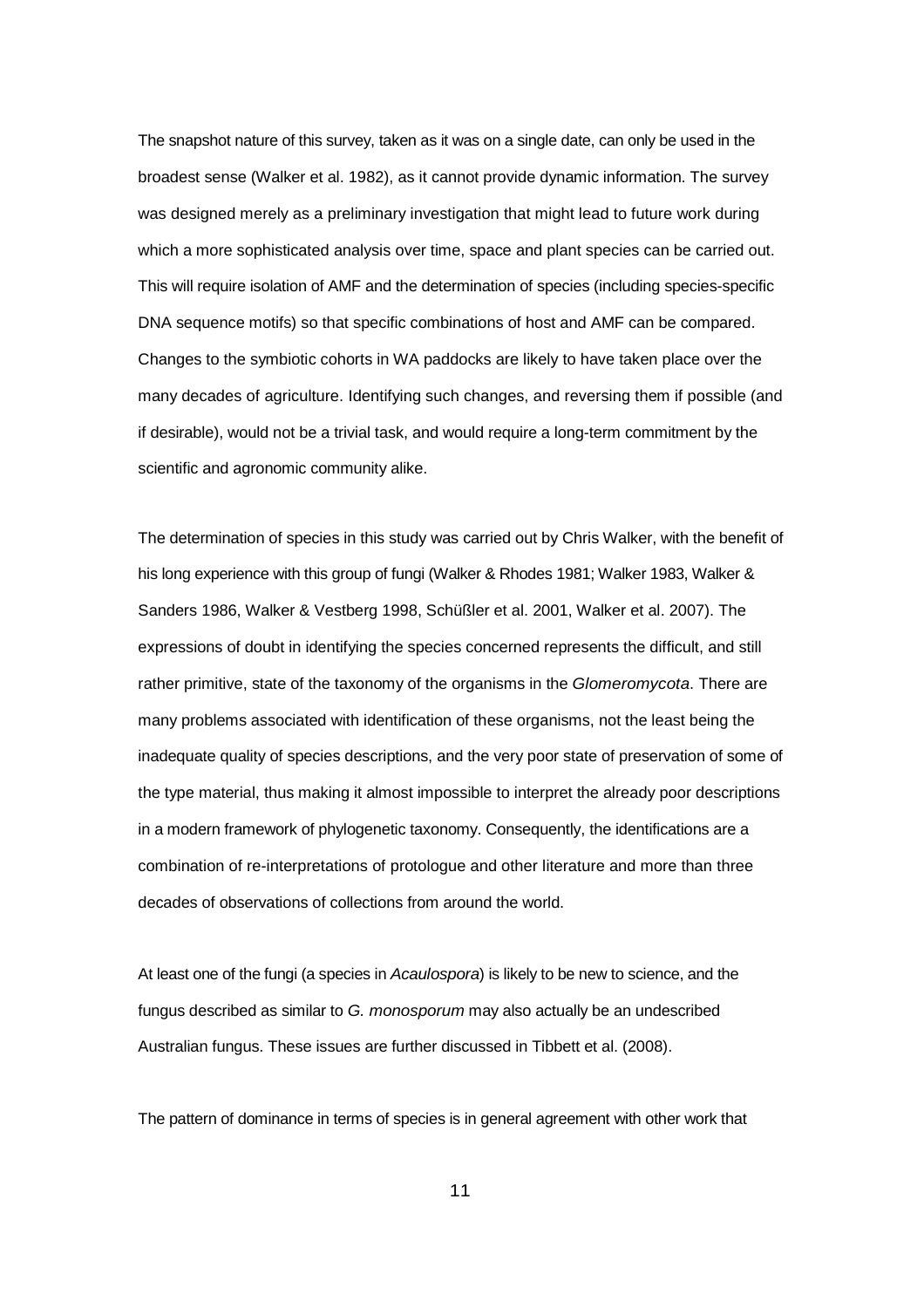The snapshot nature of this survey, taken as it was on a single date, can only be used in the broadest sense (Walker et al. 1982), as it cannot provide dynamic information. The survey was designed merely as a preliminary investigation that might lead to future work during which a more sophisticated analysis over time, space and plant species can be carried out. This will require isolation of AMF and the determination of species (including species-specific DNA sequence motifs) so that specific combinations of host and AMF can be compared. Changes to the symbiotic cohorts in WA paddocks are likely to have taken place over the many decades of agriculture. Identifying such changes, and reversing them if possible (and if desirable), would not be a trivial task, and would require a long-term commitment by the scientific and agronomic community alike.

The determination of species in this study was carried out by Chris Walker, with the benefit of his long experience with this group of fungi (Walker & Rhodes 1981; Walker 1983, Walker & Sanders 1986, Walker & Vestberg 1998, Schüßler et al. 2001, Walker et al. 2007). The expressions of doubt in identifying the species concerned represents the difficult, and still rather primitive, state of the taxonomy of the organisms in the *Glomeromycota*. There are many problems associated with identification of these organisms, not the least being the inadequate quality of species descriptions, and the very poor state of preservation of some of the type material, thus making it almost impossible to interpret the already poor descriptions in a modern framework of phylogenetic taxonomy. Consequently, the identifications are a combination of re-interpretations of protologue and other literature and more than three decades of observations of collections from around the world.

At least one of the fungi (a species in *Acaulospora*) is likely to be new to science, and the fungus described as similar to *G. monosporum* may also actually be an undescribed Australian fungus. These issues are further discussed in Tibbett et al. (2008).

The pattern of dominance in terms of species is in general agreement with other work that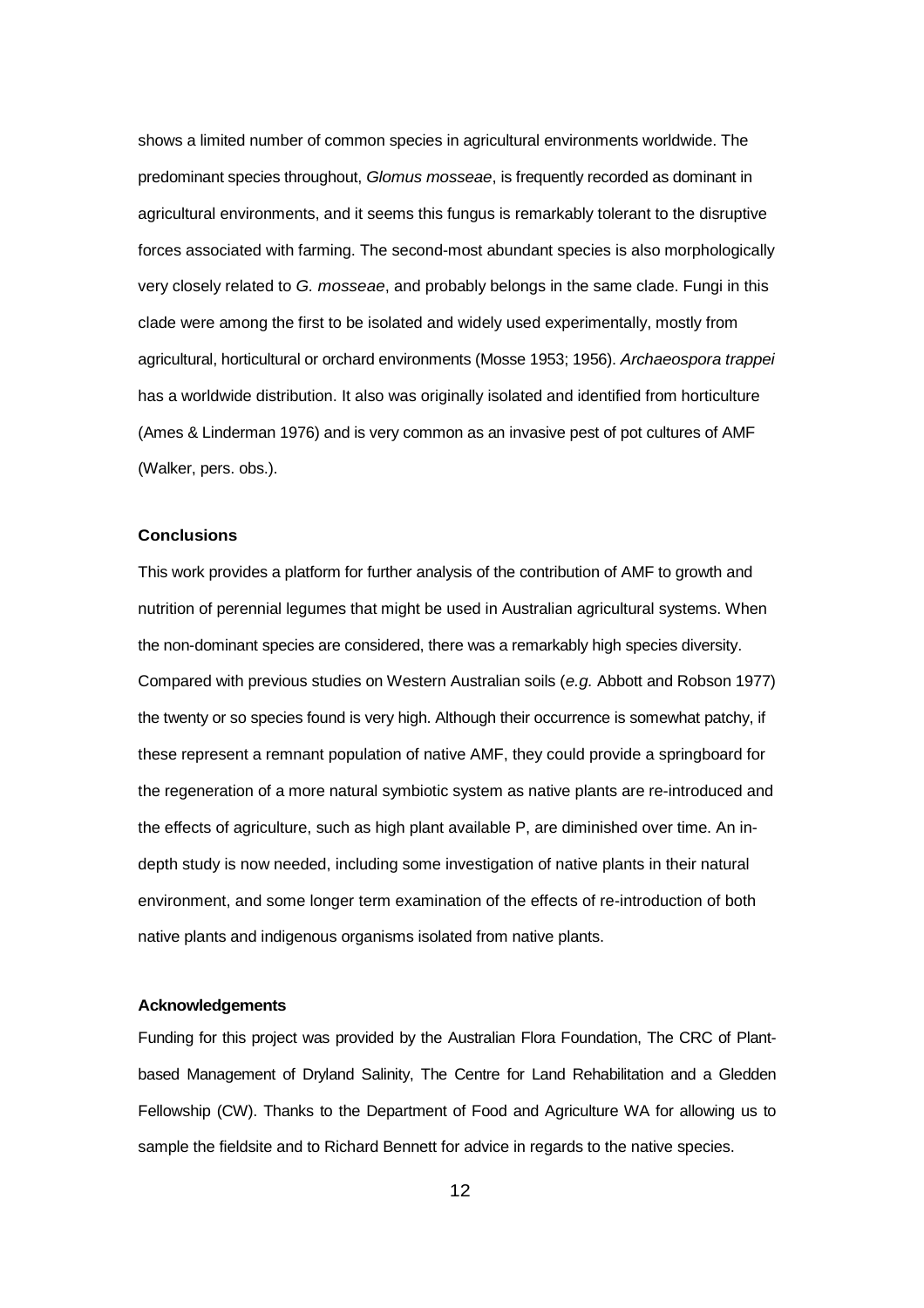shows a limited number of common species in agricultural environments worldwide. The predominant species throughout, *Glomus mosseae*, is frequently recorded as dominant in agricultural environments, and it seems this fungus is remarkably tolerant to the disruptive forces associated with farming. The second-most abundant species is also morphologically very closely related to *G. mosseae*, and probably belongs in the same clade. Fungi in this clade were among the first to be isolated and widely used experimentally, mostly from agricultural, horticultural or orchard environments (Mosse 1953; 1956). *Archaeospora trappei* has a worldwide distribution. It also was originally isolated and identified from horticulture (Ames & Linderman 1976) and is very common as an invasive pest of pot cultures of AMF (Walker, pers. obs.).

### Conclusions

This work provides a platform for further analysis of the contribution of AMF to growth and nutrition of perennial legumes that might be used in Australian agricultural systems. When the non-dominant species are considered, there was a remarkably high species diversity. Compared with previous studies on Western Australian soils (*e.g.* Abbott and Robson 1977) the twenty or so species found is very high. Although their occurrence is somewhat patchy, if these represent a remnant population of native AMF, they could provide a springboard for the regeneration of a more natural symbiotic system as native plants are re-introduced and the effects of agriculture, such as high plant available P, are diminished over time. An in-depth study is now needed, including some investigation of native plants in their natural environment, and some longer term examination of the effects of re-introduction of both native plants and indigenous organisms isolated from native plants.

### Acknowledgements

Funding for this project was provided by the Australian Flora Foundation, The CRC of Plant-based Management of Dryland Salinity, The Centre for Land Rehabilitation and a Gledden Fellowship (CW). Thanks to the Department of Food and Agriculture WA for allowing us to sample the fieldsite and to Richard Bennett for advice in regards to the native species.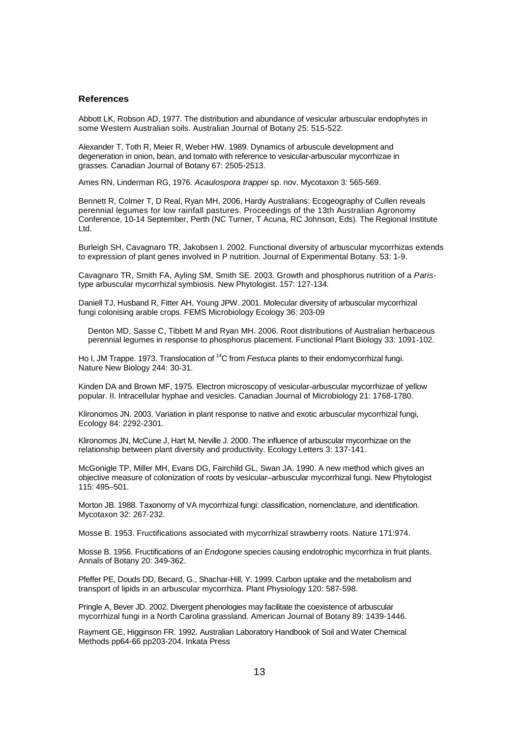## References

Abbott LK, Robson AD, 1977. The distribution and abundance of vesicular arbuscular endophytes in some Western Australian soils. Australian Journal of Botany 25: 515-522.

Alexander T, Toth R, Meier R, Weber HW. 1989. Dynamics of arbuscule development and degeneration in onion, bean, and tomato with reference to vesicular-arbuscular mycorrhizae in grasses. Canadian Journal of Botany 67: 2505-2513.

Ames RN, Linderman RG, 1976. *Acaulospora trappei* sp. nov. Mycotaxon 3: 565-569.

Bennett R, Colmer T, D Real, Ryan MH, 2006, Hardy Australians: Ecogeography of Cullen reveals perennial legumes for low rainfall pastures. Proceedings of the 13th Australian Agronomy Conference, 10-14 September, Perth (NC Turner, T Acuna, RC Johnson, Eds). The Regional Institute Ltd.

Burleigh SH, Cavagnaro TR, Jakobsen I. 2002. Functional diversity of arbuscular mycorrhizas extends to expression of plant genes involved in P nutrition. Journal of Experimental Botany. 53: 1-9.

Cavagnaro TR, Smith FA, Ayling SM, Smith SE. 2003. Growth and phosphorus nutrition of a *Paris*-type arbuscular mycorrhizal symbiosis. New Phytologist. 157: 127-134.

Daniell TJ, Husband R, Fitter AH, Young JPW. 2001. Molecular diversity of arbuscular mycorrhizal fungi colonising arable crops. FEMS Microbiology Ecology 36: 203-09

Denton MD, Sasse C, Tibbett M and Ryan MH. 2006. Root distributions of Australian herbaceous perennial legumes in response to phosphorus placement. Functional Plant Biology 33: 1091-102.

Ho I, JM Trappe. 1973. Translocation of $^{14}C$ from *Festuca* plants to their endomycorrhizal fungi. Nature New Biology 244: 30-31.

Kinden DA and Brown MF, 1975. Electron microscopy of vesicular-arbuscular mycorrhizae of yellow popular. II. Intracellular hyphae and vesicles. Canadian Journal of Microbiology 21: 1768-1780.

Klironomos JN. 2003. Variation in plant response to native and exotic arbuscular mycorrhizal fungi, Ecology 84: 2292-2301.

Klironomos JN, McCune J, Hart M, Neville J. 2000. The influence of arbuscular mycorrhizae on the relationship between plant diversity and productivity. Ecology Letters 3: 137-141.

McGonigle TP, Miller MH, Evans DG, Fairchild GL, Swan JA. 1990. A new method which gives an objective measure of colonization of roots by vesicular–arbuscular mycorrhizal fungi. New Phytologist 115: 495–501.

Morton JB. 1988. Taxonomy of VA mycorrhizal fungi: classification, nomenclature, and identification. Mycotaxon 32: 267-232.

Mosse B. 1953. Fructifications associated with mycorrhizal strawberry roots. Nature 171:974.

Mosse B. 1956. Fructifications of an *Endogone* species causing endotrophic mycorrhiza in fruit plants. Annals of Botany 20: 349-362.

Pfeffer PE, Douds DD, Becard, G., Shachar-Hill, Y. 1999. Carbon uptake and the metabolism and transport of lipids in an arbuscular mycorrhiza. Plant Physiology 120: 587-598.

Pringle A, Bever JD. 2002. Divergent phenologies may facilitate the coexistence of arbuscular mycorrhizal fungi in a North Carolina grassland. American Journal of Botany 89: 1439-1446.

Rayment GE, Higginson FR. 1992. Australian Laboratory Handbook of Soil and Water Chemical Methods pp64-66 pp203-204. Inkata Press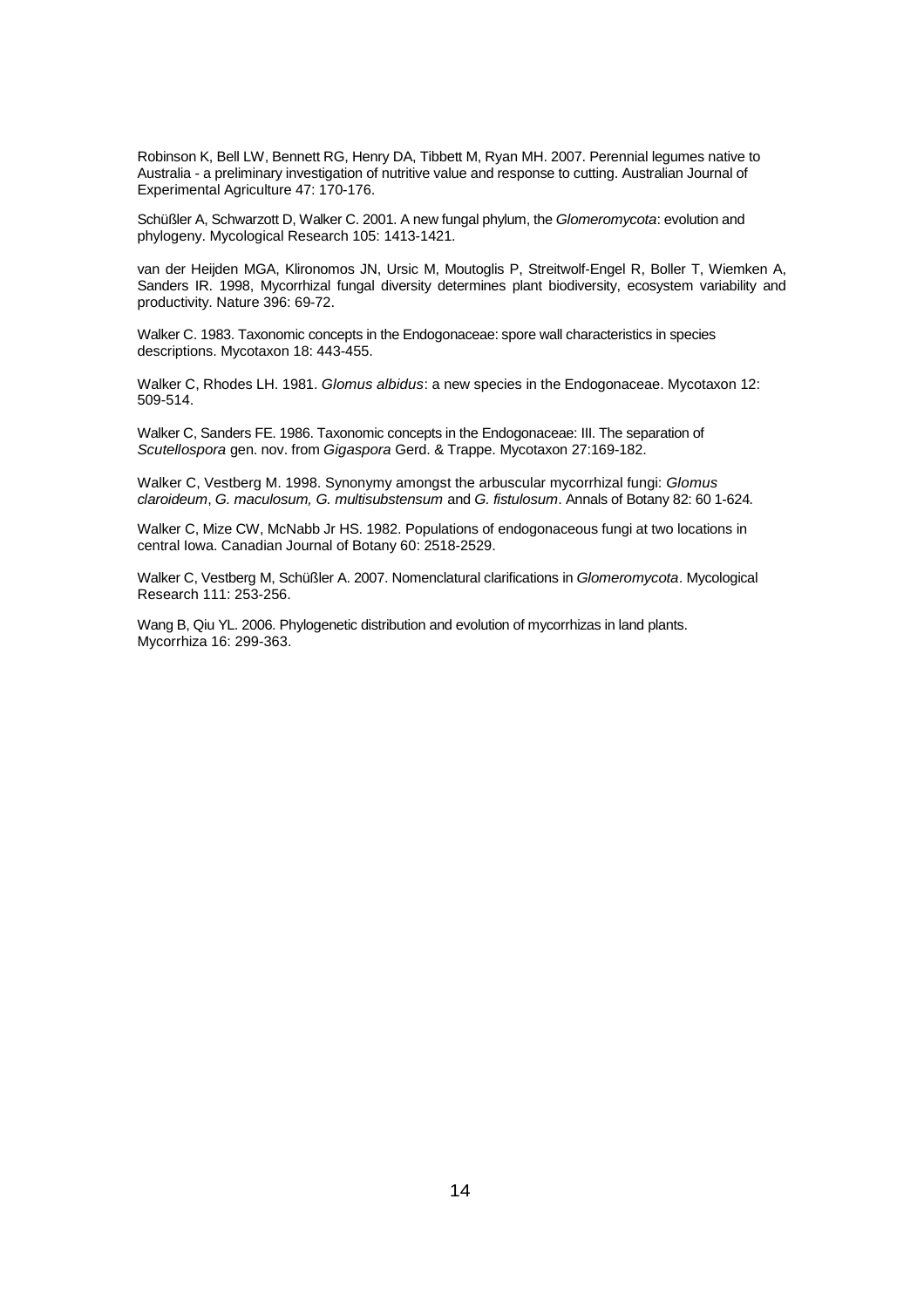Robinson K, Bell LW, Bennett RG, Henry DA, Tibbett M, Ryan MH. 2007. Perennial legumes native to Australia - a preliminary investigation of nutritive value and response to cutting. Australian Journal of Experimental Agriculture 47: 170-176.

Schüßler A, Schwarzott D, Walker C. 2001. A new fungal phylum, the *Glomeromycota*: evolution and phylogeny. Mycological Research 105: 1413-1421.

van der Heijden MGA, Klironomos JN, Ursic M, Moutoglis P, Streitwolf-Engel R, Boller T, Wiemken A, Sanders IR. 1998, Mycorrhizal fungal diversity determines plant biodiversity, ecosystem variability and productivity. Nature 396: 69-72.

Walker C. 1983. Taxonomic concepts in the Endogonaceae: spore wall characteristics in species descriptions. Mycotaxon 18: 443-455.

Walker C, Rhodes LH. 1981. *Glomus albidus*: a new species in the Endogonaceae. Mycotaxon 12: 509-514.

Walker C, Sanders FE. 1986. Taxonomic concepts in the Endogonaceae: III. The separation of *Scutellospora* gen. nov. from *Gigaspora* Gerd. & Trappe. Mycotaxon 27:169-182.

Walker C, Vestberg M. 1998. Synonymy amongst the arbuscular mycorrhizal fungi: *Glomus claroideum*, *G. maculosum, G. multisubstensum* and *G. fistulosum*. Annals of Botany 82: 60 1-624.

Walker C, Mize CW, McNabb Jr HS. 1982. Populations of endogonaceous fungi at two locations in central Iowa. Canadian Journal of Botany 60: 2518-2529.

Walker C, Vestberg M, Schüßler A. 2007. Nomenclatural clarifications in *Glomeromycota*. Mycological Research 111: 253-256.

Wang B, Qiu YL. 2006. Phylogenetic distribution and evolution of mycorrhizas in land plants. Mycorrhiza 16: 299-363.